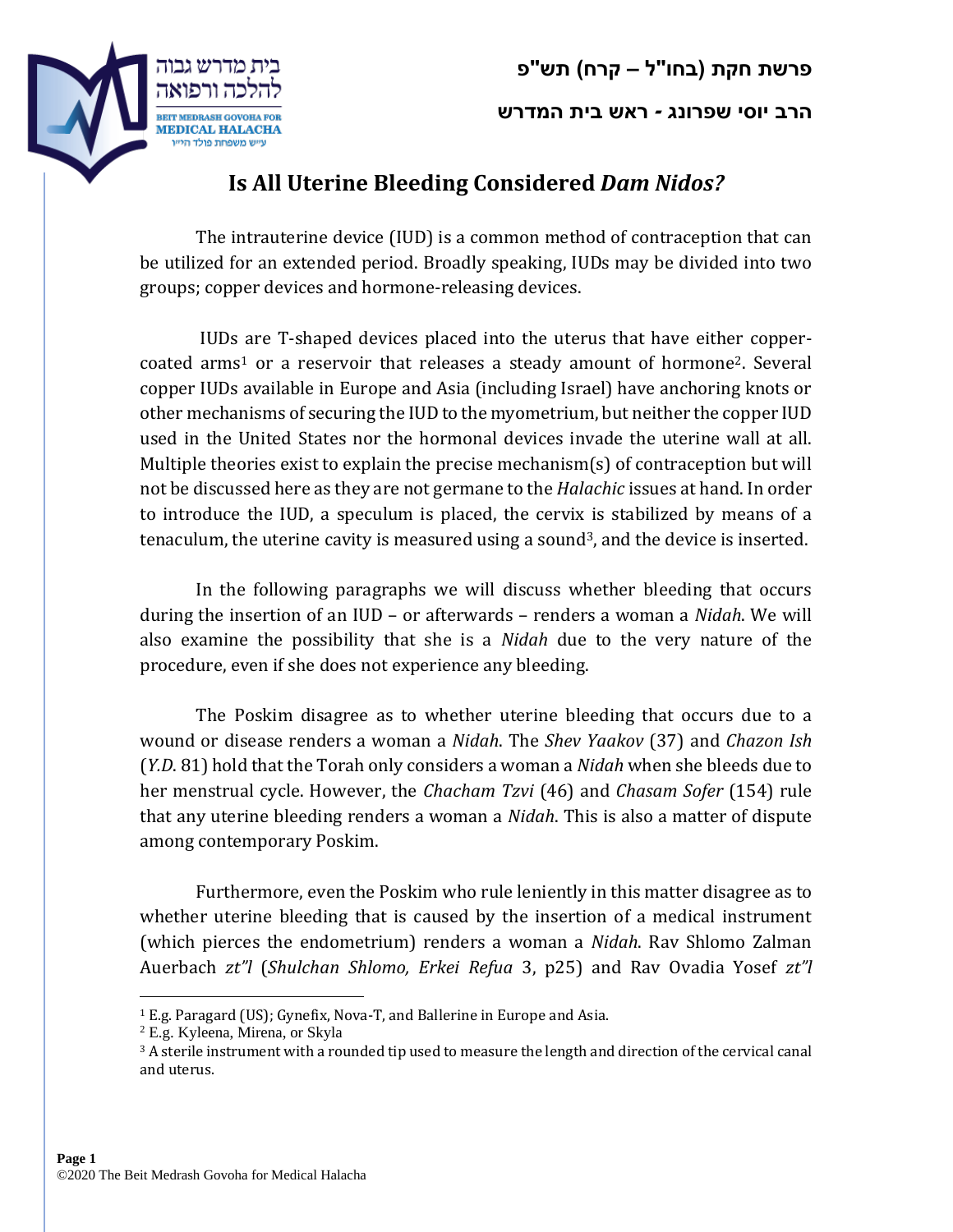פרשת חקת (בחו"ל – קרח) תש"פ

הרב יוסי שפרונג - ראש בית המדרש

# Is All Uterine Bleeding Considered *Dam Nidos?*

The intrauterine device (IUD) is a common method of contraception that can be utilized for an extended period. Broadly speaking, IUDs may be divided into two groups; copper devices and hormone-releasing devices.

IUDs are T-shaped devices placed into the uterus that have either copper-coated arms[1] or a reservoir that releases a steady amount of hormone[2]. Several copper IUDs available in Europe and Asia (including Israel) have anchoring knots or other mechanisms of securing the IUD to the myometrium, but neither the copper IUD used in the United States nor the hormonal devices invade the uterine wall at all. Multiple theories exist to explain the precise mechanism(s) of contraception but will not be discussed here as they are not germane to the *Halachic* issues at hand. In order to introduce the IUD, a speculum is placed, the cervix is stabilized by means of a tenaculum, the uterine cavity is measured using a sound[3], and the device is inserted.

In the following paragraphs we will discuss whether bleeding that occurs during the insertion of an IUD – or afterwards – renders a woman a *Nidah*. We will also examine the possibility that she is a *Nidah* due to the very nature of the procedure, even if she does not experience any bleeding.

The Poskim disagree as to whether uterine bleeding that occurs due to a wound or disease renders a woman a *Nidah*. The *Shev Yaakov* (37) and *Chazon Ish* (*Y.D.* 81) hold that the Torah only considers a woman a *Nidah* when she bleeds due to her menstrual cycle. However, the *Chacham Tzvi* (46) and *Chasam Sofer* (154) rule that any uterine bleeding renders a woman a *Nidah*. This is also a matter of dispute among contemporary Poskim.

Furthermore, even the Poskim who rule leniently in this matter disagree as to whether uterine bleeding that is caused by the insertion of a medical instrument (which pierces the endometrium) renders a woman a *Nidah*. Rav Shlomo Zalman Auerbach *zt"l* (*Shulchan Shlomo, Erkei Refua* 3, p25) and Rav Ovadia Yosef *zt"l*

---

[1] E.g. Paragard (US); Gynefix, Nova-T, and Ballerine in Europe and Asia.

[2] E.g. Kyleena, Mirena, or Skyla

[3] A sterile instrument with a rounded tip used to measure the length and direction of the cervical canal and uterus.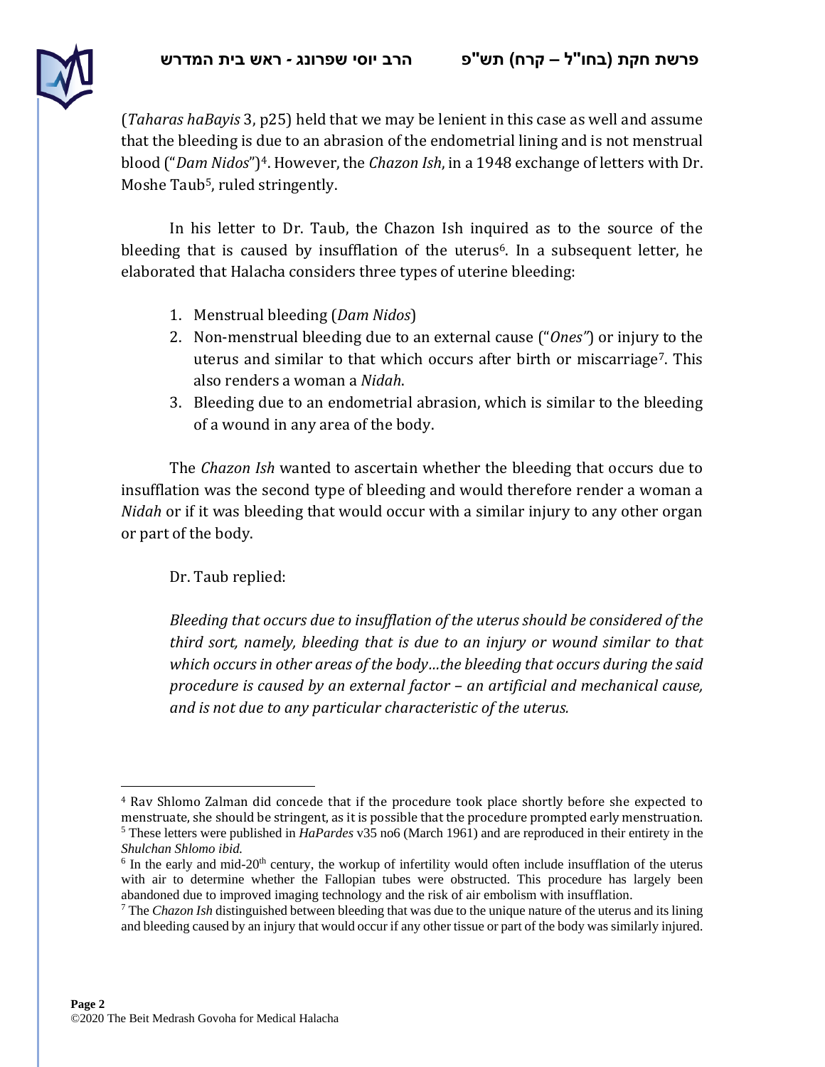(*Taharas haBayis* 3, p25) held that we may be lenient in this case as well and assume that the bleeding is due to an abrasion of the endometrial lining and is not menstrual blood ("*Dam Nidos*")[4]. However, the *Chazon Ish*, in a 1948 exchange of letters with Dr. Moshe Taub[5], ruled stringently.

In his letter to Dr. Taub, the Chazon Ish inquired as to the source of the bleeding that is caused by insufflation of the uterus[6]. In a subsequent letter, he elaborated that Halacha considers three types of uterine bleeding:

1. Menstrual bleeding (*Dam Nidos*)
2. Non-menstrual bleeding due to an external cause ("*Ones"*) or injury to the uterus and similar to that which occurs after birth or miscarriage[7]. This also renders a woman a *Nidah*.
3. Bleeding due to an endometrial abrasion, which is similar to the bleeding of a wound in any area of the body.

The *Chazon Ish* wanted to ascertain whether the bleeding that occurs due to insufflation was the second type of bleeding and would therefore render a woman a *Nidah* or if it was bleeding that would occur with a similar injury to any other organ or part of the body.

Dr. Taub replied:

*Bleeding that occurs due to insufflation of the uterus should be considered of the third sort, namely, bleeding that is due to an injury or wound similar to that which occurs in other areas of the body…the bleeding that occurs during the said procedure is caused by an external factor – an artificial and mechanical cause, and is not due to any particular characteristic of the uterus.*

---

[4] Rav Shlomo Zalman did concede that if the procedure took place shortly before she expected to menstruate, she should be stringent, as it is possible that the procedure prompted early menstruation.

[5] These letters were published in *HaPardes* v35 no6 (March 1961) and are reproduced in their entirety in the *Shulchan Shlomo ibid*.

[6] In the early and mid-20th century, the workup of infertility would often include insufflation of the uterus with air to determine whether the Fallopian tubes were obstructed. This procedure has largely been abandoned due to improved imaging technology and the risk of air embolism with insufflation.

[7] The *Chazon Ish* distinguished between bleeding that was due to the unique nature of the uterus and its lining and bleeding caused by an injury that would occur if any other tissue or part of the body was similarly injured.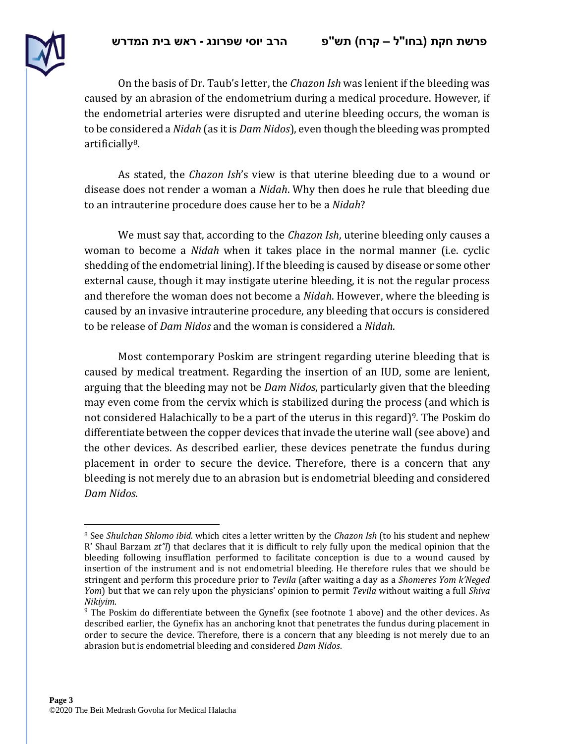On the basis of Dr. Taub's letter, the *Chazon Ish* was lenient if the bleeding was caused by an abrasion of the endometrium during a medical procedure. However, if the endometrial arteries were disrupted and uterine bleeding occurs, the woman is to be considered a *Nidah* (as it is *Dam Nidos*), even though the bleeding was prompted artificially[8].

As stated, the *Chazon Ish*'s view is that uterine bleeding due to a wound or disease does not render a woman a *Nidah*. Why then does he rule that bleeding due to an intrauterine procedure does cause her to be a *Nidah*?

We must say that, according to the *Chazon Ish*, uterine bleeding only causes a woman to become a *Nidah* when it takes place in the normal manner (i.e. cyclic shedding of the endometrial lining). If the bleeding is caused by disease or some other external cause, though it may instigate uterine bleeding, it is not the regular process and therefore the woman does not become a *Nidah*. However, where the bleeding is caused by an invasive intrauterine procedure, any bleeding that occurs is considered to be release of *Dam Nidos* and the woman is considered a *Nidah*.

Most contemporary Poskim are stringent regarding uterine bleeding that is caused by medical treatment. Regarding the insertion of an IUD, some are lenient, arguing that the bleeding may not be *Dam Nidos*, particularly given that the bleeding may even come from the cervix which is stabilized during the process (and which is not considered Halachically to be a part of the uterus in this regard)[9]. The Poskim do differentiate between the copper devices that invade the uterine wall (see above) and the other devices. As described earlier, these devices penetrate the fundus during placement in order to secure the device. Therefore, there is a concern that any bleeding is not merely due to an abrasion but is endometrial bleeding and considered *Dam Nidos*.

---

[8] See *Shulchan Shlomo ibid*. which cites a letter written by the *Chazon Ish* (to his student and nephew R' Shaul Barzam *zt"l*) that declares that it is difficult to rely fully upon the medical opinion that the bleeding following insufflation performed to facilitate conception is due to a wound caused by insertion of the instrument and is not endometrial bleeding. He therefore rules that we should be stringent and perform this procedure prior to *Tevila* (after waiting a day as a *Shomeres Yom k'Neged Yom*) but that we can rely upon the physicians' opinion to permit *Tevila* without waiting a full *Shiva Nikiyim*.

[9] The Poskim do differentiate between the Gynefix (see footnote 1 above) and the other devices. As described earlier, the Gynefix has an anchoring knot that penetrates the fundus during placement in order to secure the device. Therefore, there is a concern that any bleeding is not merely due to an abrasion but is endometrial bleeding and considered *Dam Nidos*.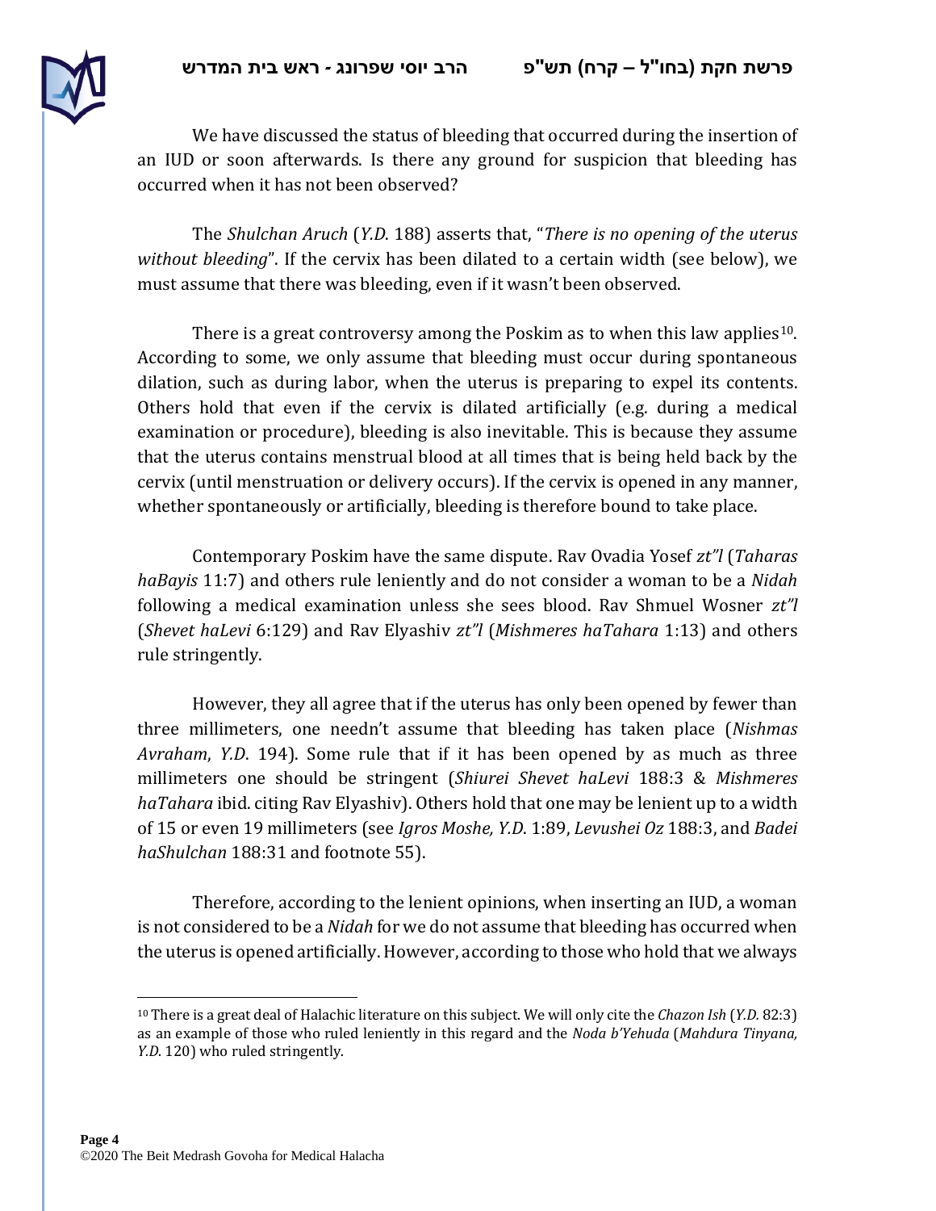We have discussed the status of bleeding that occurred during the insertion of an IUD or soon afterwards. Is there any ground for suspicion that bleeding has occurred when it has not been observed?

The *Shulchan Aruch* (*Y.D.* 188) asserts that, "*There is no opening of the uterus without bleeding*". If the cervix has been dilated to a certain width (see below), we must assume that there was bleeding, even if it wasn't been observed.

There is a great controversy among the Poskim as to when this law applies[10]. According to some, we only assume that bleeding must occur during spontaneous dilation, such as during labor, when the uterus is preparing to expel its contents. Others hold that even if the cervix is dilated artificially (e.g. during a medical examination or procedure), bleeding is also inevitable. This is because they assume that the uterus contains menstrual blood at all times that is being held back by the cervix (until menstruation or delivery occurs). If the cervix is opened in any manner, whether spontaneously or artificially, bleeding is therefore bound to take place.

Contemporary Poskim have the same dispute. Rav Ovadia Yosef *zt"l* (*Taharas haBayis* 11:7) and others rule leniently and do not consider a woman to be a *Nidah* following a medical examination unless she sees blood. Rav Shmuel Wosner *zt"l* (*Shevet haLevi* 6:129) and Rav Elyashiv *zt"l* (*Mishmeres haTahara* 1:13) and others rule stringently.

However, they all agree that if the uterus has only been opened by fewer than three millimeters, one needn't assume that bleeding has taken place (*Nishmas Avraham*, *Y.D.* 194). Some rule that if it has been opened by as much as three millimeters one should be stringent (*Shiurei Shevet haLevi* 188:3 & *Mishmeres haTahara* ibid. citing Rav Elyashiv). Others hold that one may be lenient up to a width of 15 or even 19 millimeters (see *Igros Moshe, Y.D.* 1:89, *Levushei Oz* 188:3, and *Badei haShulchan* 188:31 and footnote 55).

Therefore, according to the lenient opinions, when inserting an IUD, a woman is not considered to be a *Nidah* for we do not assume that bleeding has occurred when the uterus is opened artificially. However, according to those who hold that we always

[10] There is a great deal of Halachic literature on this subject. We will only cite the *Chazon Ish* (*Y.D.* 82:3) as an example of those who ruled leniently in this regard and the *Noda b'Yehuda* (*Mahdura Tinyana, Y.D.* 120) who ruled stringently.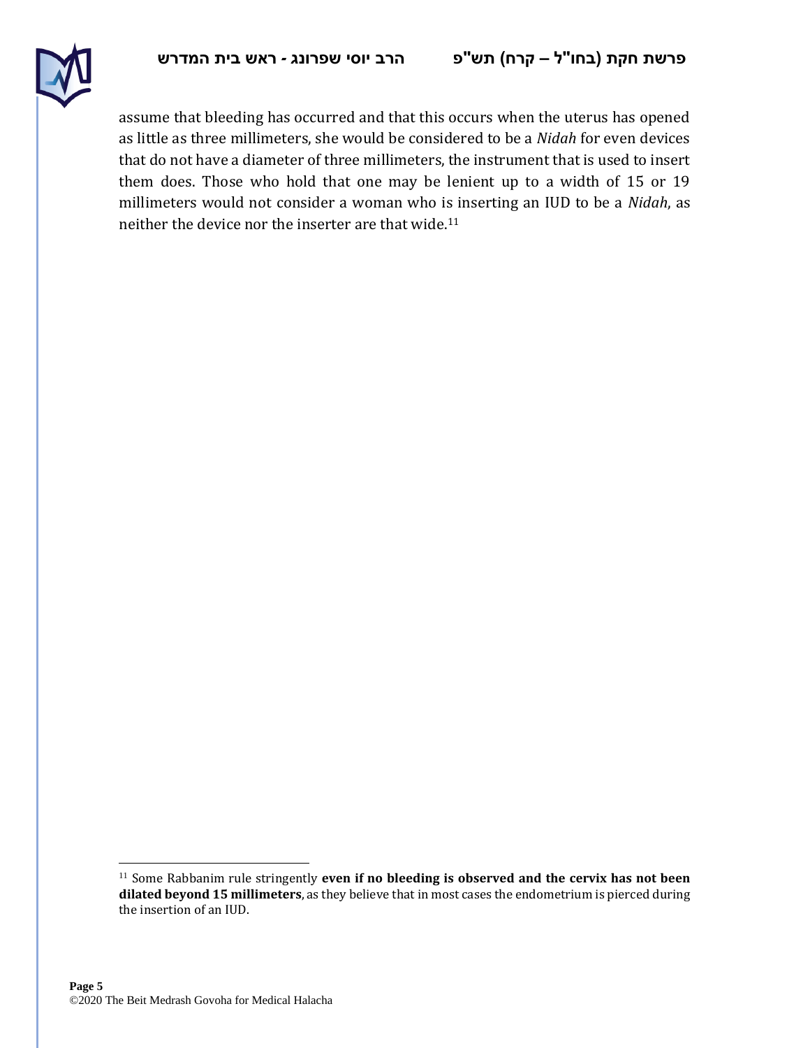assume that bleeding has occurred and that this occurs when the uterus has opened as little as three millimeters, she would be considered to be a *Nidah* for even devices that do not have a diameter of three millimeters, the instrument that is used to insert them does. Those who hold that one may be lenient up to a width of 15 or 19 millimeters would not consider a woman who is inserting an IUD to be a *Nidah*, as neither the device nor the inserter are that wide.[11]

---

[11] Some Rabbanim rule stringently **even if no bleeding is observed and the cervix has not been dilated beyond 15 millimeters**, as they believe that in most cases the endometrium is pierced during the insertion of an IUD.